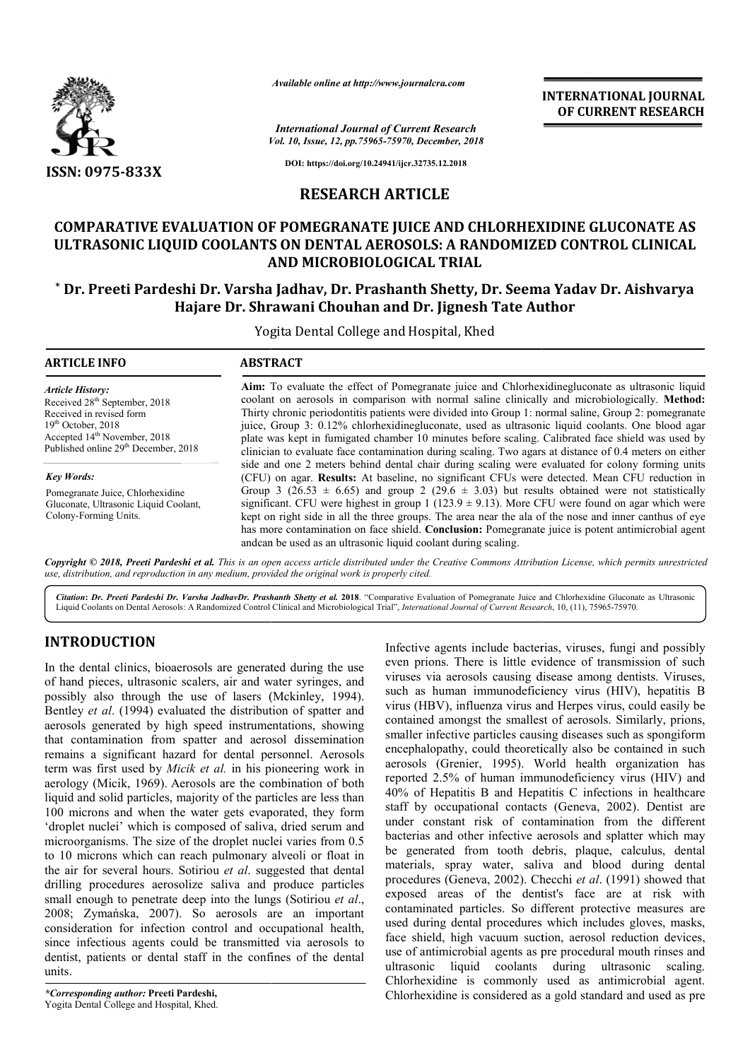# RESEARCH ARTICLE

## COMPARATIVE EVALUATION OF POMEGRANATE JUICE AND CHLORHEXIDINE GLUCONATE AS ULTRASONIC LIQUID COOLANTS ON DENTAL AEROSOLS: A RANDOMIZED CONTROL CLINICAL AND MICROBIOLOGICAL TRIAL

**\* Dr. Preeti Pardeshi Dr. Varsha Jadhav, Dr. Prashanth Shetty, Dr. Seema Yadav Dr. Aishvarya Hajare Dr. Shrawani Chouhan and Dr. Jignesh Tate Author**

Yogita Dental College and Hospital, Khed

### ARTICLE INFO

*Article History:*

Received 28th September, 2018
Received in revised form 19th October, 2018
Accepted 14th November, 2018
Published online 29th December, 2018

*Key Words:*

Pomegranate Juice, Chlorhexidine Gluconate, Ultrasonic Liquid Coolant, Colony-Forming Units.

### ABSTRACT

**Aim:** To evaluate the effect of Pomegranate juice and Chlorhexidinegluconate as ultrasonic liquid coolant on aerosols in comparison with normal saline clinically and microbiologically. **Method:** Thirty chronic periodontitis patients were divided into Group 1: normal saline, Group 2: pomegranate juice, Group 3: 0.12% chlorhexidinegluconate, used as ultrasonic liquid coolants. One blood agar plate was kept in fumigated chamber 10 minutes before scaling. Calibrated face shield was used by clinician to evaluate face contamination during scaling. Two agars at distance of 0.4 meters on either side and one 2 meters behind dental chair during scaling were evaluated for colony forming units (CFU) on agar. **Results:** At baseline, no significant CFUs were detected. Mean CFU reduction in Group 3 (26.53 ± 6.65) and group 2 (29.6 ± 3.03) but results obtained were not statistically significant. CFU were highest in group 1 (123.9 ± 9.13). More CFU were found on agar which were kept on right side in all the three groups. The area near the ala of the nose and inner canthus of eye has more contamination on face shield. **Conclusion:** Pomegranate juice is potent antimicrobial agent andcan be used as an ultrasonic liquid coolant during scaling.

*Copyright © 2018, Preeti Pardeshi et al. This is an open access article distributed under the Creative Commons Attribution License, which permits unrestricted use, distribution, and reproduction in any medium, provided the original work is properly cited.*

*Citation*: *Dr. Preeti Pardeshi Dr. Varsha JadhavDr. Prashanth Shetty et al.* **2018**. "Comparative Evaluation of Pomegranate Juice and Chlorhexidine Gluconate as Ultrasonic Liquid Coolants on Dental Aerosols: A Randomized Control Clinical and Microbiological Trial", *International Journal of Current Research*, 10, (11), 75965-75970.

## INTRODUCTION

In the dental clinics, bioaerosols are generated during the use of hand pieces, ultrasonic scalers, air and water syringes, and possibly also through the use of lasers (Mckinley, 1994). Bentley *et al*. (1994) evaluated the distribution of spatter and aerosols generated by high speed instrumentations, showing that contamination from spatter and aerosol dissemination remains a significant hazard for dental personnel. Aerosols term was first used by *Micik et al.* in his pioneering work in aerology (Micik, 1969). Aerosols are the combination of both liquid and solid particles, majority of the particles are less than 100 microns and when the water gets evaporated, they form 'droplet nuclei' which is composed of saliva, dried serum and microorganisms. The size of the droplet nuclei varies from 0.5 to 10 microns which can reach pulmonary alveoli or float in the air for several hours. Sotiriou *et al*. suggested that dental drilling procedures aerosolize saliva and produce particles small enough to penetrate deep into the lungs (Sotiriou *et al*., 2008; Zymańska, 2007). So aerosols are an important consideration for infection control and occupational health, since infectious agents could be transmitted via aerosols to dentist, patients or dental staff in the confines of the dental units.

Infective agents include bacterias, viruses, fungi and possibly even prions. There is little evidence of transmission of such viruses via aerosols causing disease among dentists. Viruses, such as human immunodeficiency virus (HIV), hepatitis B virus (HBV), influenza virus and Herpes virus, could easily be contained amongst the smallest of aerosols. Similarly, prions, smaller infective particles causing diseases such as spongiform encephalopathy, could theoretically also be contained in such aerosols (Grenier, 1995). World health organization has reported 2.5% of human immunodeficiency virus (HIV) and 40% of Hepatitis B and Hepatitis C infections in healthcare staff by occupational contacts (Geneva, 2002). Dentist are under constant risk of contamination from the different bacterias and other infective aerosols and splatter which may be generated from tooth debris, plaque, calculus, dental materials, spray water, saliva and blood during dental procedures (Geneva, 2002). Checchi *et al*. (1991) showed that exposed areas of the dentist's face are at risk with contaminated particles. So different protective measures are used during dental procedures which includes gloves, masks, face shield, high vacuum suction, aerosol reduction devices, use of antimicrobial agents as pre procedural mouth rinses and ultrasonic liquid coolants during ultrasonic scaling. Chlorhexidine is commonly used as antimicrobial agent. Chlorhexidine is considered as a gold standard and used as pre

*\*Corresponding author:* **Preeti Pardeshi,**
Yogita Dental College and Hospital, Khed.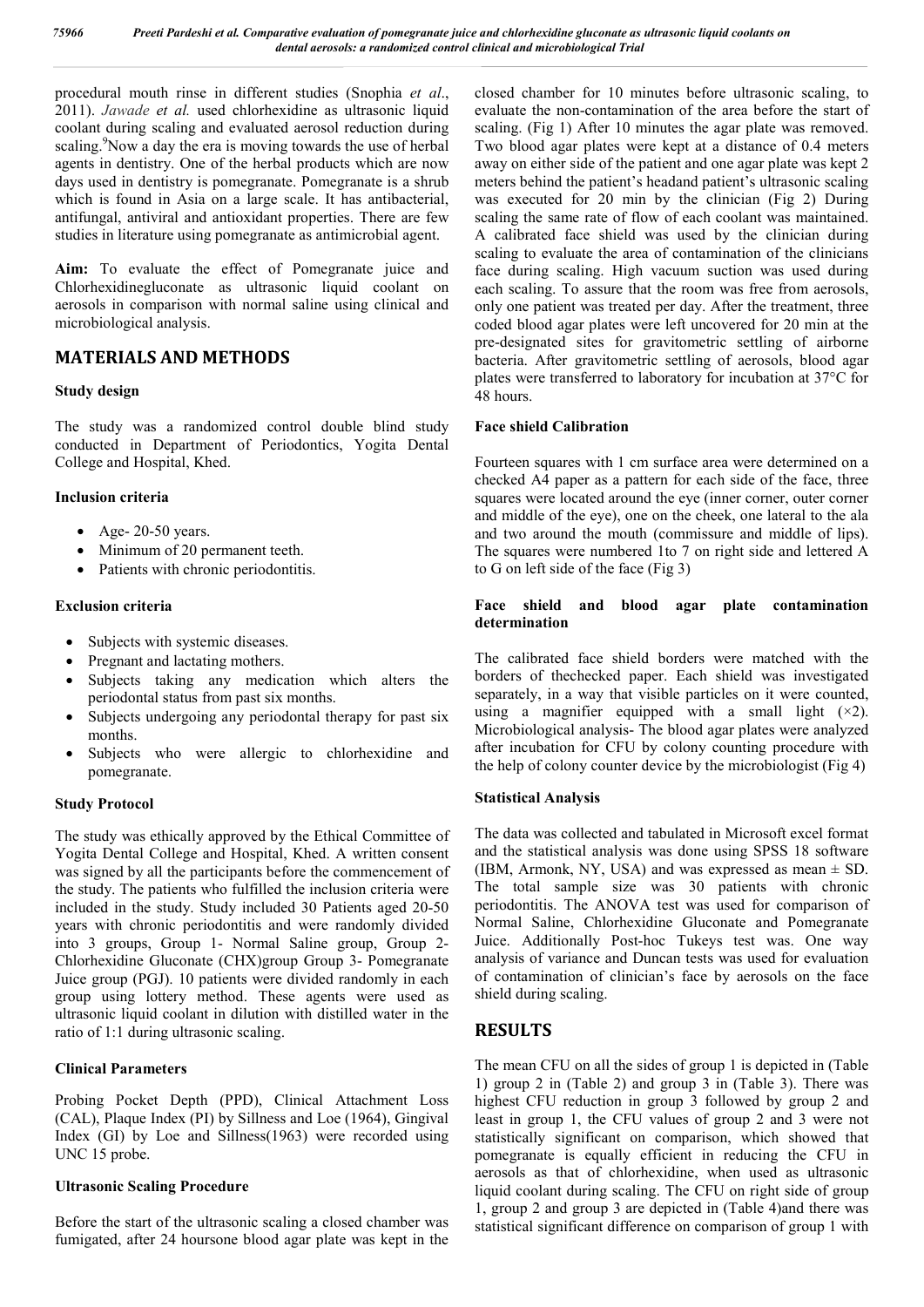procedural mouth rinse in different studies (Snophia *et al*., 2011). *Jawade et al.* used chlorhexidine as ultrasonic liquid coolant during scaling and evaluated aerosol reduction during scaling.[9] Now a day the era is moving towards the use of herbal agents in dentistry. One of the herbal products which are now days used in dentistry is pomegranate. Pomegranate is a shrub which is found in Asia on a large scale. It has antibacterial, antifungal, antiviral and antioxidant properties. There are few studies in literature using pomegranate as antimicrobial agent.

**Aim:** To evaluate the effect of Pomegranate juice and Chlorhexidinegluconate as ultrasonic liquid coolant on aerosols in comparison with normal saline using clinical and microbiological analysis.

## MATERIALS AND METHODS

### Study design

The study was a randomized control double blind study conducted in Department of Periodontics, Yogita Dental College and Hospital, Khed.

### Inclusion criteria

- Age- 20-50 years.
- Minimum of 20 permanent teeth.
- Patients with chronic periodontitis.

### Exclusion criteria

- Subjects with systemic diseases.
- Pregnant and lactating mothers.
- Subjects taking any medication which alters the periodontal status from past six months.
- Subjects undergoing any periodontal therapy for past six months.
- Subjects who were allergic to chlorhexidine and pomegranate.

### Study Protocol

The study was ethically approved by the Ethical Committee of Yogita Dental College and Hospital, Khed. A written consent was signed by all the participants before the commencement of the study. The patients who fulfilled the inclusion criteria were included in the study. Study included 30 Patients aged 20-50 years with chronic periodontitis and were randomly divided into 3 groups, Group 1- Normal Saline group, Group 2- Chlorhexidine Gluconate (CHX)group Group 3- Pomegranate Juice group (PGJ). 10 patients were divided randomly in each group using lottery method. These agents were used as ultrasonic liquid coolant in dilution with distilled water in the ratio of 1:1 during ultrasonic scaling.

### Clinical Parameters

Probing Pocket Depth (PPD), Clinical Attachment Loss (CAL), Plaque Index (PI) by Sillness and Loe (1964), Gingival Index (GI) by Loe and Sillness(1963) were recorded using UNC 15 probe.

### Ultrasonic Scaling Procedure

Before the start of the ultrasonic scaling a closed chamber was fumigated, after 24 hoursone blood agar plate was kept in the closed chamber for 10 minutes before ultrasonic scaling, to evaluate the non-contamination of the area before the start of scaling. (Fig 1) After 10 minutes the agar plate was removed. Two blood agar plates were kept at a distance of 0.4 meters away on either side of the patient and one agar plate was kept 2 meters behind the patient's headand patient's ultrasonic scaling was executed for 20 min by the clinician (Fig 2) During scaling the same rate of flow of each coolant was maintained. A calibrated face shield was used by the clinician during scaling to evaluate the area of contamination of the clinicians face during scaling. High vacuum suction was used during each scaling. To assure that the room was free from aerosols, only one patient was treated per day. After the treatment, three coded blood agar plates were left uncovered for 20 min at the pre-designated sites for gravitometric settling of airborne bacteria. After gravitometric settling of aerosols, blood agar plates were transferred to laboratory for incubation at 37°C for 48 hours.

### Face shield Calibration

Fourteen squares with 1 cm surface area were determined on a checked A4 paper as a pattern for each side of the face, three squares were located around the eye (inner corner, outer corner and middle of the eye), one on the cheek, one lateral to the ala and two around the mouth (commissure and middle of lips). The squares were numbered 1to 7 on right side and lettered A to G on left side of the face (Fig 3)

### Face shield and blood agar plate contamination determination

The calibrated face shield borders were matched with the borders of thechecked paper. Each shield was investigated separately, in a way that visible particles on it were counted, using a magnifier equipped with a small light (×2). Microbiological analysis- The blood agar plates were analyzed after incubation for CFU by colony counting procedure with the help of colony counter device by the microbiologist (Fig 4)

### Statistical Analysis

The data was collected and tabulated in Microsoft excel format and the statistical analysis was done using SPSS 18 software (IBM, Armonk, NY, USA) and was expressed as mean ± SD. The total sample size was 30 patients with chronic periodontitis. The ANOVA test was used for comparison of Normal Saline, Chlorhexidine Gluconate and Pomegranate Juice. Additionally Post-hoc Tukeys test was. One way analysis of variance and Duncan tests was used for evaluation of contamination of clinician's face by aerosols on the face shield during scaling.

## RESULTS

The mean CFU on all the sides of group 1 is depicted in (Table 1) group 2 in (Table 2) and group 3 in (Table 3). There was highest CFU reduction in group 3 followed by group 2 and least in group 1, the CFU values of group 2 and 3 were not statistically significant on comparison, which showed that pomegranate is equally efficient in reducing the CFU in aerosols as that of chlorhexidine, when used as ultrasonic liquid coolant during scaling. The CFU on right side of group 1, group 2 and group 3 are depicted in (Table 4)and there was statistical significant difference on comparison of group 1 with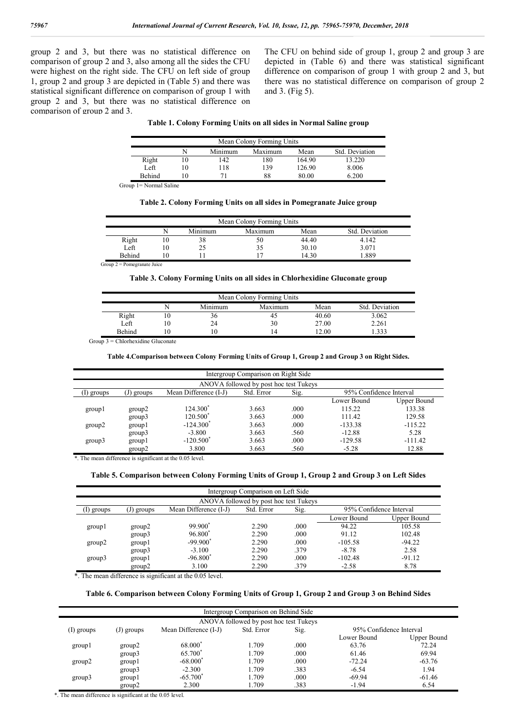group 2 and 3, but there was no statistical difference on comparison of group 2 and 3, also among all the sides the CFU were highest on the right side. The CFU on left side of group 1, group 2 and group 3 are depicted in (Table 5) and there was statistical significant difference on comparison of group 1 with group 2 and 3, but there was no statistical difference on comparison of group 2 and 3.

The CFU on behind side of group 1, group 2 and group 3 are depicted in (Table 6) and there was statistical significant difference on comparison of group 1 with group 2 and 3, but there was no statistical difference on comparison of group 2 and 3. (Fig 5).

**Table 1. Colony Forming Units on all sides in Normal Saline group**

| Mean Colony Forming Units | | | | | |
|---|---|---|---|---|---|
| | N | Minimum | Maximum | Mean | Std. Deviation |
| Right | 10 | 142 | 180 | 164.90 | 13.220 |
| Left | 10 | 118 | 139 | 126.90 | 8.006 |
| Behind | 10 | 71 | 88 | 80.00 | 6.200 |

Group 1= Normal Saline

**Table 2. Colony Forming Units on all sides in Pomegranate Juice group**

| Mean Colony Forming Units | | | | | |
|---|---|---|---|---|---|
| | N | Minimum | Maximum | Mean | Std. Deviation |
| Right | 10 | 38 | 50 | 44.40 | 4.142 |
| Left | 10 | 25 | 35 | 30.10 | 3.071 |
| Behind | 10 | 11 | 17 | 14.30 | 1.889 |

Group 2 = Pomegranate Juice

**Table 3. Colony Forming Units on all sides in Chlorhexidine Gluconate group**

| Mean Colony Forming Units | | | | | |
|---|---|---|---|---|---|
| | N | Minimum | Maximum | Mean | Std. Deviation |
| Right | 10 | 36 | 45 | 40.60 | 3.062 |
| Left | 10 | 24 | 30 | 27.00 | 2.261 |
| Behind | 10 | 10 | 14 | 12.00 | 1.333 |

Group 3 = Chlorhexidine Gluconate

**Table 4.Comparison between Colony Forming Units of Group 1, Group 2 and Group 3 on Right Sides.**

| Intergroup Comparison on Right Side | | | | | | |
|---|---|---|---|---|---|---|
| ANOVA followed by post hoc test Tukeys | | | | | | |
| (I) groups | (J) groups | Mean Difference (I-J) | Std. Error | Sig. | 95% Confidence Interval | |
| | | | | | Lower Bound | Upper Bound |
| group1 | group2 | 124.300* | 3.663 | .000 | 115.22 | 133.38 |
| | group3 | 120.500* | 3.663 | .000 | 111.42 | 129.58 |
| group2 | group1 | -124.300* | 3.663 | .000 | -133.38 | -115.22 |
| | group3 | -3.800 | 3.663 | .560 | -12.88 | 5.28 |
| group3 | group1 | -120.500* | 3.663 | .000 | -129.58 | -111.42 |
| | group2 | 3.800 | 3.663 | .560 | -5.28 | 12.88 |

*. The mean difference is significant at the 0.05 level.

**Table 5. Comparison between Colony Forming Units of Group 1, Group 2 and Group 3 on Left Sides**

| Intergroup Comparison on Left Side | | | | | | |
|---|---|---|---|---|---|---|
| ANOVA followed by post hoc test Tukeys | | | | | | |
| (I) groups | (J) groups | Mean Difference (I-J) | Std. Error | Sig. | 95% Confidence Interval | |
| | | | | | Lower Bound | Upper Bound |
| group1 | group2 | 99.900* | 2.290 | .000 | 94.22 | 105.58 |
| | group3 | 96.800* | 2.290 | .000 | 91.12 | 102.48 |
| group2 | group1 | -99.900* | 2.290 | .000 | -105.58 | -94.22 |
| | group3 | -3.100 | 2.290 | .379 | -8.78 | 2.58 |
| group3 | group1 | -96.800* | 2.290 | .000 | -102.48 | -91.12 |
| | group2 | 3.100 | 2.290 | .379 | -2.58 | 8.78 |

*. The mean difference is significant at the 0.05 level.

**Table 6. Comparison between Colony Forming Units of Group 1, Group 2 and Group 3 on Behind Sides**

| Intergroup Comparison on Behind Side | | | | | | |
|---|---|---|---|---|---|---|
| ANOVA followed by post hoc test Tukeys | | | | | | |
| (I) groups | (J) groups | Mean Difference (I-J) | Std. Error | Sig. | 95% Confidence Interval | |
| | | | | | Lower Bound | Upper Bound |
| group1 | group2 | 68.000* | 1.709 | .000 | 63.76 | 72.24 |
| | group3 | 65.700* | 1.709 | .000 | 61.46 | 69.94 |
| group2 | group1 | -68.000* | 1.709 | .000 | -72.24 | -63.76 |
| | group3 | -2.300 | 1.709 | .383 | -6.54 | 1.94 |
| group3 | group1 | -65.700* | 1.709 | .000 | -69.94 | -61.46 |
| | group2 | 2.300 | 1.709 | .383 | -1.94 | 6.54 |

*. The mean difference is significant at the 0.05 level.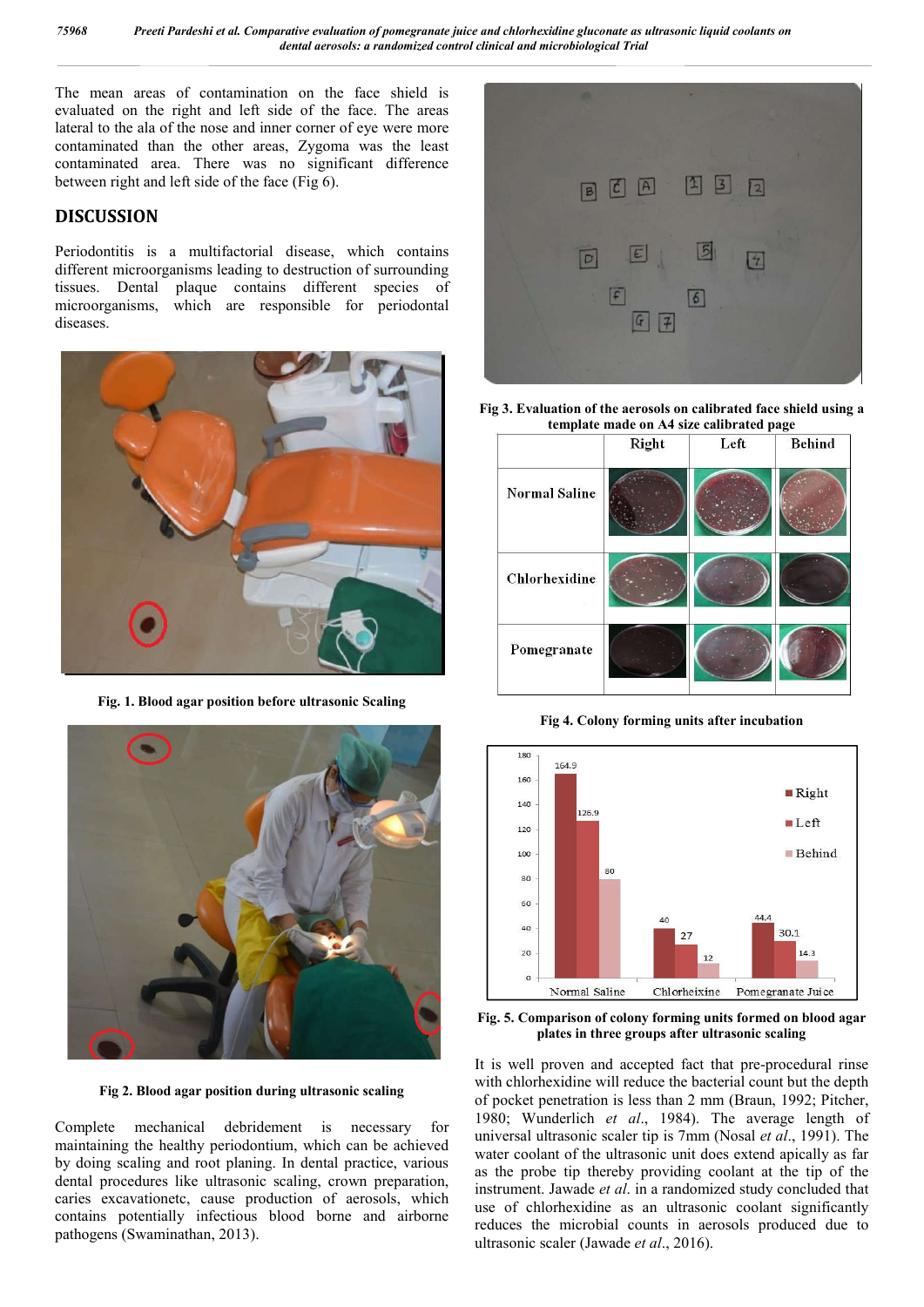The mean areas of contamination on the face shield is evaluated on the right and left side of the face. The areas lateral to the ala of the nose and inner corner of eye were more contaminated than the other areas, Zygoma was the least contaminated area. There was no significant difference between right and left side of the face (Fig 6).

## DISCUSSION

Periodontitis is a multifactorial disease, which contains different microorganisms leading to destruction of surrounding tissues. Dental plaque contains different species of microorganisms, which are responsible for periodontal diseases.

Fig. 1. Blood agar position before ultrasonic Scaling

Fig 2. Blood agar position during ultrasonic scaling

Complete mechanical debridement is necessary for maintaining the healthy periodontium, which can be achieved by doing scaling and root planing. In dental practice, various dental procedures like ultrasonic scaling, crown preparation, caries excavationetc, cause production of aerosols, which contains potentially infectious blood borne and airborne pathogens (Swaminathan, 2013).

Fig 3. Evaluation of the aerosols on calibrated face shield using a template made on A4 size calibrated page

Fig 4. Colony forming units after incubation

Fig. 5. Comparison of colony forming units formed on blood agar plates in three groups after ultrasonic scaling

It is well proven and accepted fact that pre-procedural rinse with chlorhexidine will reduce the bacterial count but the depth of pocket penetration is less than 2 mm (Braun, 1992; Pitcher, 1980; Wunderlich *et al*., 1984). The average length of universal ultrasonic scaler tip is 7mm (Nosal *et al*., 1991). The water coolant of the ultrasonic unit does extend apically as far as the probe tip thereby providing coolant at the tip of the instrument. Jawade *et al*. in a randomized study concluded that use of chlorhexidine as an ultrasonic coolant significantly reduces the microbial counts in aerosols produced due to ultrasonic scaler (Jawade *et al*., 2016).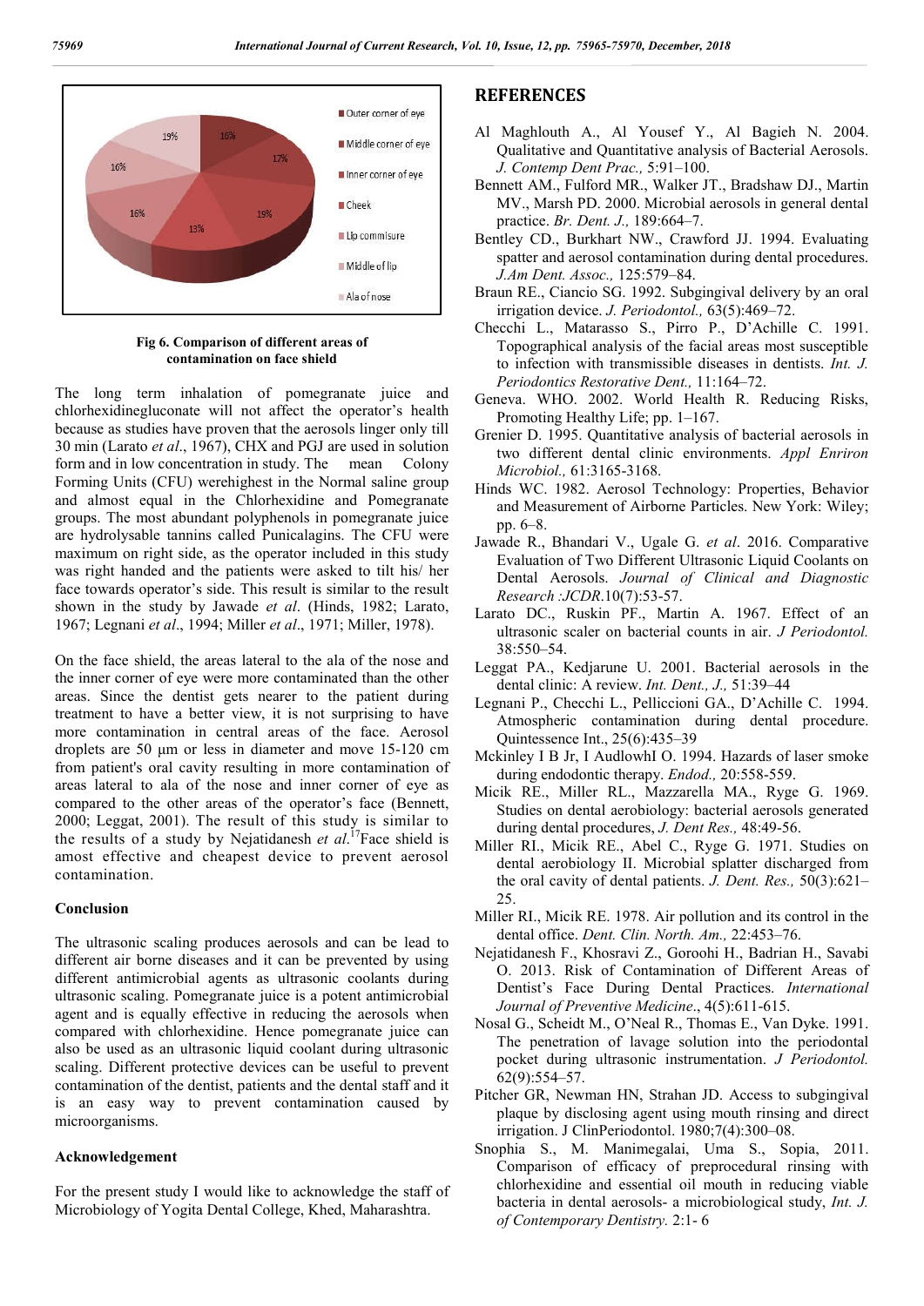Fig 6. Comparison of different areas of contamination on face shield

The long term inhalation of pomegranate juice and chlorhexidinegluconate will not affect the operator's health because as studies have proven that the aerosols linger only till 30 min (Larato *et al*., 1967), CHX and PGJ are used in solution form and in low concentration in study. The mean Colony Forming Units (CFU) werehighest in the Normal saline group and almost equal in the Chlorhexidine and Pomegranate groups. The most abundant polyphenols in pomegranate juice are hydrolysable tannins called Punicalagins. The CFU were maximum on right side, as the operator included in this study was right handed and the patients were asked to tilt his/ her face towards operator's side. This result is similar to the result shown in the study by Jawade *et al*. (Hinds, 1982; Larato, 1967; Legnani *et al*., 1994; Miller *et al*., 1971; Miller, 1978).

On the face shield, the areas lateral to the ala of the nose and the inner corner of eye were more contaminated than the other areas. Since the dentist gets nearer to the patient during treatment to have a better view, it is not surprising to have more contamination in central areas of the face. Aerosol droplets are 50 µm or less in diameter and move 15-120 cm from patient's oral cavity resulting in more contamination of areas lateral to ala of the nose and inner corner of eye as compared to the other areas of the operator's face (Bennett, 2000; Leggat, 2001). The result of this study is similar to the results of a study by Nejatidanesh *et al.*[17]Face shield is amost effective and cheapest device to prevent aerosol contamination.

### Conclusion

The ultrasonic scaling produces aerosols and can be lead to different air borne diseases and it can be prevented by using different antimicrobial agents as ultrasonic coolants during ultrasonic scaling. Pomegranate juice is a potent antimicrobial agent and is equally effective in reducing the aerosols when compared with chlorhexidine. Hence pomegranate juice can also be used as an ultrasonic liquid coolant during ultrasonic scaling. Different protective devices can be useful to prevent contamination of the dentist, patients and the dental staff and it is an easy way to prevent contamination caused by microorganisms.

### Acknowledgement

For the present study I would like to acknowledge the staff of Microbiology of Yogita Dental College, Khed, Maharashtra.

## REFERENCES

Al Maghlouth A., Al Yousef Y., Al Bagieh N. 2004. Qualitative and Quantitative analysis of Bacterial Aerosols. *J. Contemp Dent Prac.,* 5:91–100.

Bennett AM., Fulford MR., Walker JT., Bradshaw DJ., Martin MV., Marsh PD. 2000. Microbial aerosols in general dental practice. *Br. Dent. J.,* 189:664–7.

Bentley CD., Burkhart NW., Crawford JJ. 1994. Evaluating spatter and aerosol contamination during dental procedures. *J.Am Dent. Assoc.,* 125:579–84.

Braun RE., Ciancio SG. 1992. Subgingival delivery by an oral irrigation device. *J. Periodontol.,* 63(5):469–72.

Checchi L., Matarasso S., Pirro P., D'Achille C. 1991. Topographical analysis of the facial areas most susceptible to infection with transmissible diseases in dentists. *Int. J. Periodontics Restorative Dent.,* 11:164–72.

Geneva. WHO. 2002. World Health R. Reducing Risks, Promoting Healthy Life; pp. 1–167.

Grenier D. 1995. Quantitative analysis of bacterial aerosols in two different dental clinic environments. *Appl Enriron Microbiol.,* 61:3165-3168.

Hinds WC. 1982. Aerosol Technology: Properties, Behavior and Measurement of Airborne Particles. New York: Wiley; pp. 6–8.

Jawade R., Bhandari V., Ugale G. *et al*. 2016. Comparative Evaluation of Two Different Ultrasonic Liquid Coolants on Dental Aerosols. *Journal of Clinical and Diagnostic Research :JCDR*.10(7):53-57.

Larato DC., Ruskin PF., Martin A. 1967. Effect of an ultrasonic scaler on bacterial counts in air. *J Periodontol.* 38:550–54.

Leggat PA., Kedjarune U. 2001. Bacterial aerosols in the dental clinic: A review. *Int. Dent., J.,* 51:39–44

Legnani P., Checchi L., Pelliccioni GA., D'Achille C. 1994. Atmospheric contamination during dental procedure. Quintessence Int., 25(6):435–39

Mckinley I B Jr, I AudlowhI O. 1994. Hazards of laser smoke during endodontic therapy. *Endod.,* 20:558-559.

Micik RE., Miller RL., Mazzarella MA., Ryge G. 1969. Studies on dental aerobiology: bacterial aerosols generated during dental procedures, *J. Dent Res.,* 48:49-56.

Miller RI., Micik RE., Abel C., Ryge G. 1971. Studies on dental aerobiology II. Microbial splatter discharged from the oral cavity of dental patients. *J. Dent. Res.,* 50(3):621–25.

Miller RI., Micik RE. 1978. Air pollution and its control in the dental office. *Dent. Clin. North. Am.,* 22:453–76.

Nejatidanesh F., Khosravi Z., Goroohi H., Badrian H., Savabi O. 2013. Risk of Contamination of Different Areas of Dentist's Face During Dental Practices. *International Journal of Preventive Medicine*., 4(5):611-615.

Nosal G., Scheidt M., O'Neal R., Thomas E., Van Dyke. 1991. The penetration of lavage solution into the periodontal pocket during ultrasonic instrumentation. *J Periodontol.* 62(9):554–57.

Pitcher GR, Newman HN, Strahan JD. Access to subgingival plaque by disclosing agent using mouth rinsing and direct irrigation. J ClinPeriodontol. 1980;7(4):300–08.

Snophia S., M. Manimegalai, Uma S., Sopia, 2011. Comparison of efficacy of preprocedural rinsing with chlorhexidine and essential oil mouth in reducing viable bacteria in dental aerosols- a microbiological study, *Int. J. of Contemporary Dentistry.* 2:1- 6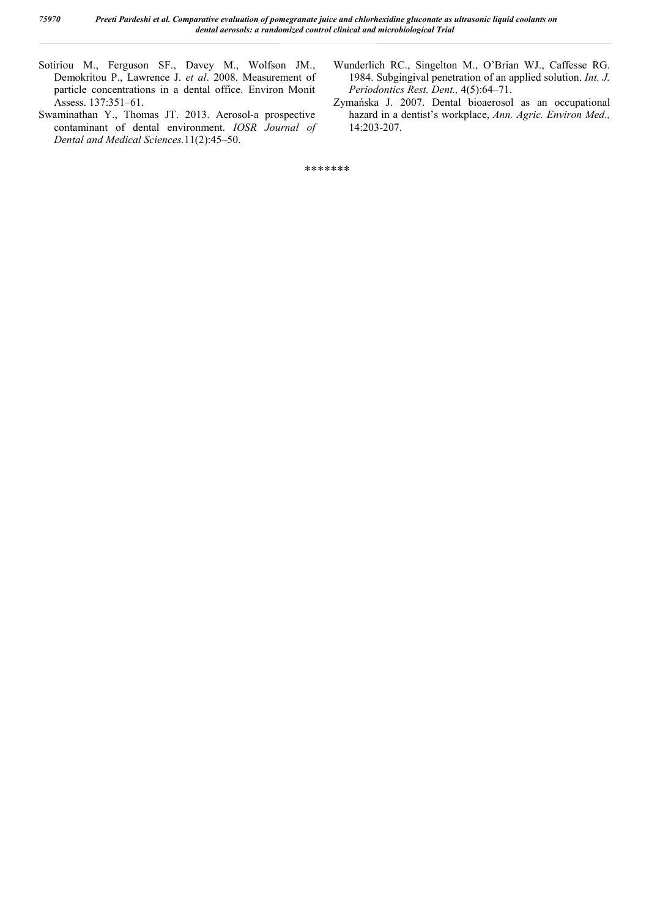Sotiriou M., Ferguson SF., Davey M., Wolfson JM., Demokritou P., Lawrence J. *et al*. 2008. Measurement of particle concentrations in a dental office. Environ Monit Assess. 137:351–61.

Swaminathan Y., Thomas JT. 2013. Aerosol-a prospective contaminant of dental environment. *IOSR Journal of Dental and Medical Sciences.*11(2):45–50.

Wunderlich RC., Singelton M., O'Brian WJ., Caffesse RG. 1984. Subgingival penetration of an applied solution. *Int. J. Periodontics Rest. Dent.,* 4(5):64–71.

Zymańska J. 2007. Dental bioaerosol as an occupational hazard in a dentist's workplace, *Ann. Agric. Environ Med.,* 14:203-207.

*******